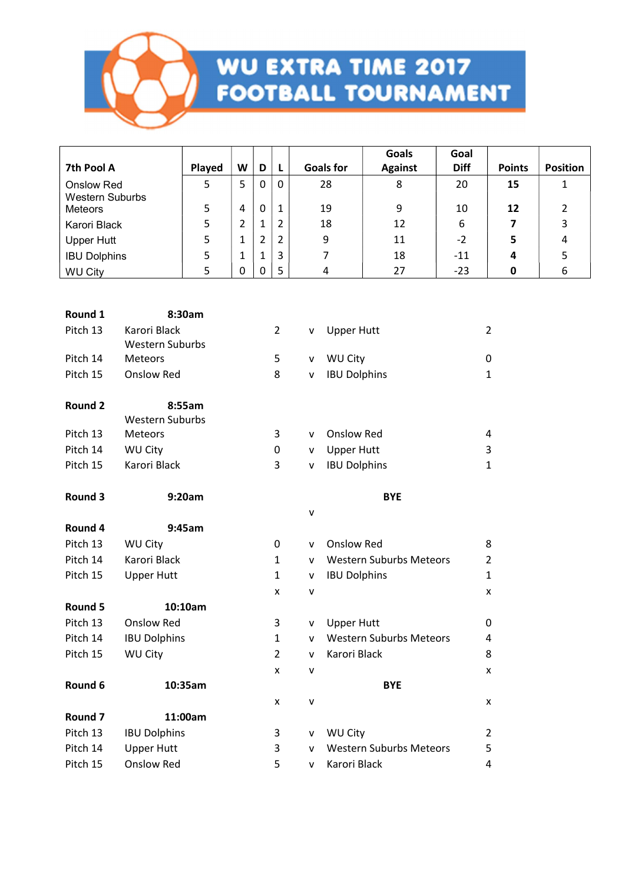# WU EXTRA TIME 2017 FOOTBALL TOURNAMENT

| 7th Pool A | Played | W | D | L | Goals for | Goals Against | Goal Diff | Points | Position |
|---|---|---|---|---|---|---|---|---|---|
| Onslow Red | 5 | 5 | 0 | 0 | 28 | 8 | 20 | **15** | 1 |
| Western Suburbs Meteors | 5 | 4 | 0 | 1 | 19 | 9 | 10 | **12** | 2 |
| Karori Black | 5 | 2 | 1 | 2 | 18 | 12 | 6 | **7** | 3 |
| Upper Hutt | 5 | 1 | 2 | 2 | 9 | 11 | -2 | **5** | 4 |
| IBU Dolphins | 5 | 1 | 1 | 3 | 7 | 18 | -11 | **4** | 5 |
| WU City | 5 | 0 | 0 | 5 | 4 | 27 | -23 | **0** | 6 |

| **Round 1** | **8:30am** | | | | |
|---|---|---|---|---|---|
| Pitch 13 | Karori Black | 2 | v | Upper Hutt | 2 |
| Pitch 14 | Western Suburbs Meteors | 5 | v | WU City | 0 |
| Pitch 15 | Onslow Red | 8 | v | IBU Dolphins | 1 |
| **Round 2** | **8:55am** | | | | |
| Pitch 13 | Western Suburbs Meteors | 3 | v | Onslow Red | 4 |
| Pitch 14 | WU City | 0 | v | Upper Hutt | 3 |
| Pitch 15 | Karori Black | 3 | v | IBU Dolphins | 1 |
| **Round 3** | **9:20am** | | | **BYE** | |
| | | | v | | |
| **Round 4** | **9:45am** | | | | |
| Pitch 13 | WU City | 0 | v | Onslow Red | 8 |
| Pitch 14 | Karori Black | 1 | v | Western Suburbs Meteors | 2 |
| Pitch 15 | Upper Hutt | 1 | v | IBU Dolphins | 1 |
| | | x | v | | x |
| **Round 5** | **10:10am** | | | | |
| Pitch 13 | Onslow Red | 3 | v | Upper Hutt | 0 |
| Pitch 14 | IBU Dolphins | 1 | v | Western Suburbs Meteors | 4 |
| Pitch 15 | WU City | 2 | v | Karori Black | 8 |
| | | x | v | | x |
| **Round 6** | **10:35am** | | | **BYE** | |
| | | x | v | | x |
| **Round 7** | **11:00am** | | | | |
| Pitch 13 | IBU Dolphins | 3 | v | WU City | 2 |
| Pitch 14 | Upper Hutt | 3 | v | Western Suburbs Meteors | 5 |
| Pitch 15 | Onslow Red | 5 | v | Karori Black | 4 |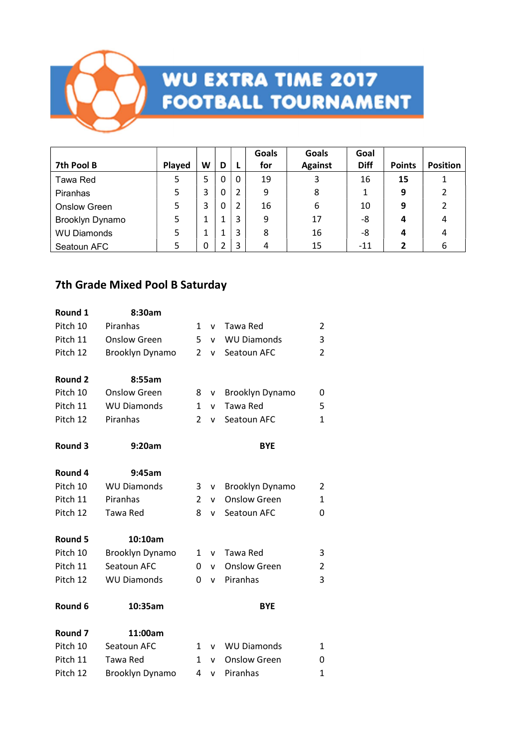# WU EXTRA TIME 2017 FOOTBALL TOURNAMENT

| 7th Pool B | Played | W | D | L | Goals for | Goals Against | Goal Diff | Points | Position |
|---|---|---|---|---|---|---|---|---|---|
| Tawa Red | 5 | 5 | 0 | 0 | 19 | 3 | 16 | **15** | 1 |
| Piranhas | 5 | 3 | 0 | 2 | 9 | 8 | 1 | **9** | 2 |
| Onslow Green | 5 | 3 | 0 | 2 | 16 | 6 | 10 | **9** | 2 |
| Brooklyn Dynamo | 5 | 1 | 1 | 3 | 9 | 17 | -8 | **4** | 4 |
| WU Diamonds | 5 | 1 | 1 | 3 | 8 | 16 | -8 | **4** | 4 |
| Seatoun AFC | 5 | 0 | 2 | 3 | 4 | 15 | -11 | **2** | 6 |

## 7th Grade Mixed Pool B Saturday

| | | | | | |
|---|---|---|---|---|---|
| **Round 1** | **8:30am** | | | | |
| Pitch 10 | Piranhas | 1 | v | Tawa Red | 2 |
| Pitch 11 | Onslow Green | 5 | v | WU Diamonds | 3 |
| Pitch 12 | Brooklyn Dynamo | 2 | v | Seatoun AFC | 2 |
| **Round 2** | **8:55am** | | | | |
| Pitch 10 | Onslow Green | 8 | v | Brooklyn Dynamo | 0 |
| Pitch 11 | WU Diamonds | 1 | v | Tawa Red | 5 |
| Pitch 12 | Piranhas | 2 | v | Seatoun AFC | 1 |
| **Round 3** | **9:20am** | | | **BYE** | |
| **Round 4** | **9:45am** | | | | |
| Pitch 10 | WU Diamonds | 3 | v | Brooklyn Dynamo | 2 |
| Pitch 11 | Piranhas | 2 | v | Onslow Green | 1 |
| Pitch 12 | Tawa Red | 8 | v | Seatoun AFC | 0 |
| **Round 5** | **10:10am** | | | | |
| Pitch 10 | Brooklyn Dynamo | 1 | v | Tawa Red | 3 |
| Pitch 11 | Seatoun AFC | 0 | v | Onslow Green | 2 |
| Pitch 12 | WU Diamonds | 0 | v | Piranhas | 3 |
| **Round 6** | **10:35am** | | | **BYE** | |
| **Round 7** | **11:00am** | | | | |
| Pitch 10 | Seatoun AFC | 1 | v | WU Diamonds | 1 |
| Pitch 11 | Tawa Red | 1 | v | Onslow Green | 0 |
| Pitch 12 | Brooklyn Dynamo | 4 | v | Piranhas | 1 |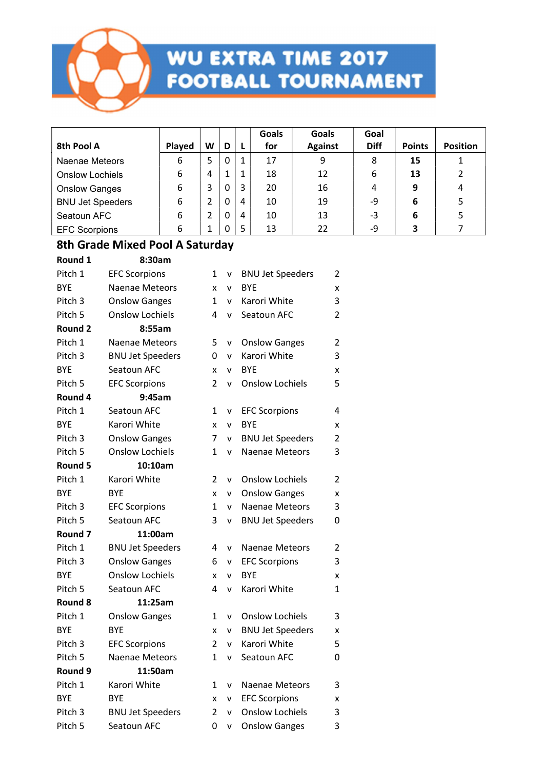# WU EXTRA TIME 2017 FOOTBALL TOURNAMENT

| 8th Pool A | Played | W | D | L | Goals for | Goals Against | Goal Diff | Points | Position |
|---|---|---|---|---|---|---|---|---|---|
| Naenae Meteors | 6 | 5 | 0 | 1 | 17 | 9 | 8 | **15** | 1 |
| Onslow Lochiels | 6 | 4 | 1 | 1 | 18 | 12 | 6 | **13** | 2 |
| Onslow Ganges | 6 | 3 | 0 | 3 | 20 | 16 | 4 | **9** | 4 |
| BNU Jet Speeders | 6 | 2 | 0 | 4 | 10 | 19 | -9 | **6** | 5 |
| Seatoun AFC | 6 | 2 | 0 | 4 | 10 | 13 | -3 | **6** | 5 |
| EFC Scorpions | 6 | 1 | 0 | 5 | 13 | 22 | -9 | **3** | 7 |

## 8th Grade Mixed Pool A Saturday

| | | | | | |
|---|---|---|---|---|---|
| **Round 1** | **8:30am** | | | | |
| Pitch 1 | EFC Scorpions | 1 | v | BNU Jet Speeders | 2 |
| BYE | Naenae Meteors | x | v | BYE | x |
| Pitch 3 | Onslow Ganges | 1 | v | Karori White | 3 |
| Pitch 5 | Onslow Lochiels | 4 | v | Seatoun AFC | 2 |
| **Round 2** | **8:55am** | | | | |
| Pitch 1 | Naenae Meteors | 5 | v | Onslow Ganges | 2 |
| Pitch 3 | BNU Jet Speeders | 0 | v | Karori White | 3 |
| BYE | Seatoun AFC | x | v | BYE | x |
| Pitch 5 | EFC Scorpions | 2 | v | Onslow Lochiels | 5 |
| **Round 4** | **9:45am** | | | | |
| Pitch 1 | Seatoun AFC | 1 | v | EFC Scorpions | 4 |
| BYE | Karori White | x | v | BYE | x |
| Pitch 3 | Onslow Ganges | 7 | v | BNU Jet Speeders | 2 |
| Pitch 5 | Onslow Lochiels | 1 | v | Naenae Meteors | 3 |
| **Round 5** | **10:10am** | | | | |
| Pitch 1 | Karori White | 2 | v | Onslow Lochiels | 2 |
| BYE | BYE | x | v | Onslow Ganges | x |
| Pitch 3 | EFC Scorpions | 1 | v | Naenae Meteors | 3 |
| Pitch 5 | Seatoun AFC | 3 | v | BNU Jet Speeders | 0 |
| **Round 7** | **11:00am** | | | | |
| Pitch 1 | BNU Jet Speeders | 4 | v | Naenae Meteors | 2 |
| Pitch 3 | Onslow Ganges | 6 | v | EFC Scorpions | 3 |
| BYE | Onslow Lochiels | x | v | BYE | x |
| Pitch 5 | Seatoun AFC | 4 | v | Karori White | 1 |
| **Round 8** | **11:25am** | | | | |
| Pitch 1 | Onslow Ganges | 1 | v | Onslow Lochiels | 3 |
| BYE | BYE | x | v | BNU Jet Speeders | x |
| Pitch 3 | EFC Scorpions | 2 | v | Karori White | 5 |
| Pitch 5 | Naenae Meteors | 1 | v | Seatoun AFC | 0 |
| **Round 9** | **11:50am** | | | | |
| Pitch 1 | Karori White | 1 | v | Naenae Meteors | 3 |
| BYE | BYE | x | v | EFC Scorpions | x |
| Pitch 3 | BNU Jet Speeders | 2 | v | Onslow Lochiels | 3 |
| Pitch 5 | Seatoun AFC | 0 | v | Onslow Ganges | 3 |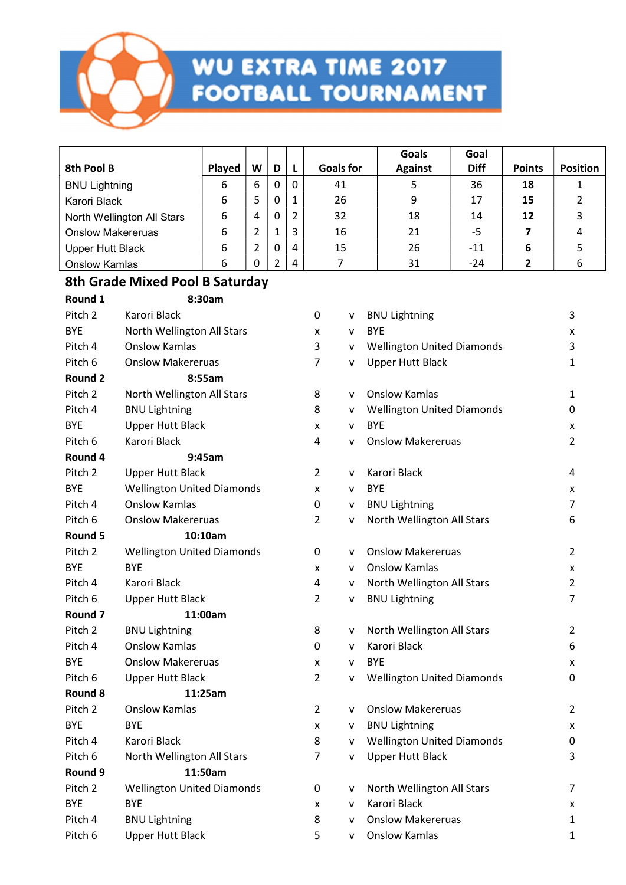# WU EXTRA TIME 2017 FOOTBALL TOURNAMENT

| 8th Pool B | Played | W | D | L | Goals for | Goals Against | Goal Diff | Points | Position |
|---|---|---|---|---|---|---|---|---|---|
| BNU Lightning | 6 | 6 | 0 | 0 | 41 | 5 | 36 | **18** | 1 |
| Karori Black | 6 | 5 | 0 | 1 | 26 | 9 | 17 | **15** | 2 |
| North Wellington All Stars | 6 | 4 | 0 | 2 | 32 | 18 | 14 | **12** | 3 |
| Onslow Makereruas | 6 | 2 | 1 | 3 | 16 | 21 | -5 | **7** | 4 |
| Upper Hutt Black | 6 | 2 | 0 | 4 | 15 | 26 | -11 | **6** | 5 |
| Onslow Kamlas | 6 | 0 | 2 | 4 | 7 | 31 | -24 | **2** | 6 |

## 8th Grade Mixed Pool B Saturday

| | | | | | |
|---|---|---|---|---|---|
| **Round 1** | **8:30am** | | | | |
| Pitch 2 | Karori Black | 0 | v | BNU Lightning | 3 |
| BYE | North Wellington All Stars | x | v | BYE | x |
| Pitch 4 | Onslow Kamlas | 3 | v | Wellington United Diamonds | 3 |
| Pitch 6 | Onslow Makereruas | 7 | v | Upper Hutt Black | 1 |
| **Round 2** | **8:55am** | | | | |
| Pitch 2 | North Wellington All Stars | 8 | v | Onslow Kamlas | 1 |
| Pitch 4 | BNU Lightning | 8 | v | Wellington United Diamonds | 0 |
| BYE | Upper Hutt Black | x | v | BYE | x |
| Pitch 6 | Karori Black | 4 | v | Onslow Makereruas | 2 |
| **Round 4** | **9:45am** | | | | |
| Pitch 2 | Upper Hutt Black | 2 | v | Karori Black | 4 |
| BYE | Wellington United Diamonds | x | v | BYE | x |
| Pitch 4 | Onslow Kamlas | 0 | v | BNU Lightning | 7 |
| Pitch 6 | Onslow Makereruas | 2 | v | North Wellington All Stars | 6 |
| **Round 5** | **10:10am** | | | | |
| Pitch 2 | Wellington United Diamonds | 0 | v | Onslow Makereruas | 2 |
| BYE | BYE | x | v | Onslow Kamlas | x |
| Pitch 4 | Karori Black | 4 | v | North Wellington All Stars | 2 |
| Pitch 6 | Upper Hutt Black | 2 | v | BNU Lightning | 7 |
| **Round 7** | **11:00am** | | | | |
| Pitch 2 | BNU Lightning | 8 | v | North Wellington All Stars | 2 |
| Pitch 4 | Onslow Kamlas | 0 | v | Karori Black | 6 |
| BYE | Onslow Makereruas | x | v | BYE | x |
| Pitch 6 | Upper Hutt Black | 2 | v | Wellington United Diamonds | 0 |
| **Round 8** | **11:25am** | | | | |
| Pitch 2 | Onslow Kamlas | 2 | v | Onslow Makereruas | 2 |
| BYE | BYE | x | v | BNU Lightning | x |
| Pitch 4 | Karori Black | 8 | v | Wellington United Diamonds | 0 |
| Pitch 6 | North Wellington All Stars | 7 | v | Upper Hutt Black | 3 |
| **Round 9** | **11:50am** | | | | |
| Pitch 2 | Wellington United Diamonds | 0 | v | North Wellington All Stars | 7 |
| BYE | BYE | x | v | Karori Black | x |
| Pitch 4 | BNU Lightning | 8 | v | Onslow Makereruas | 1 |
| Pitch 6 | Upper Hutt Black | 5 | v | Onslow Kamlas | 1 |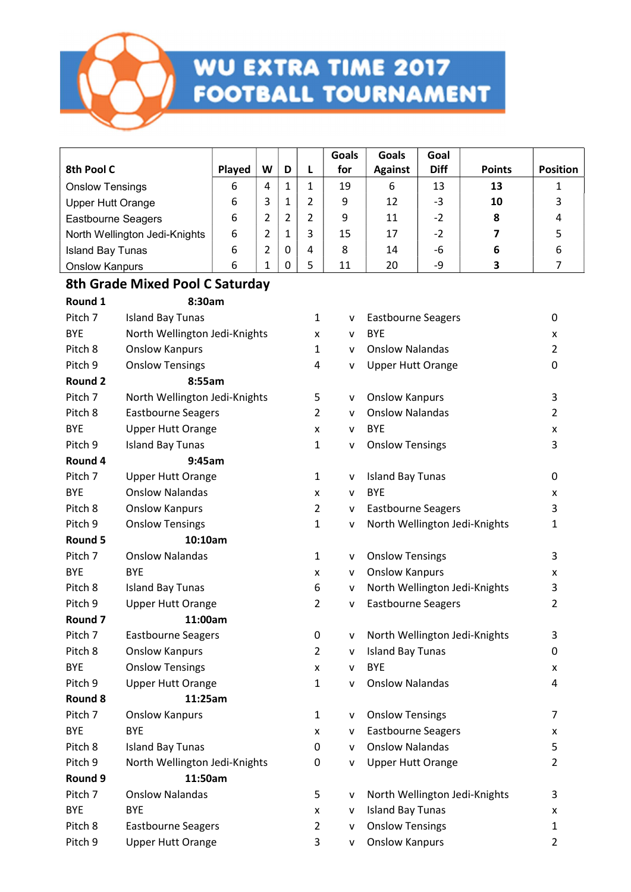# WU EXTRA TIME 2017 FOOTBALL TOURNAMENT

| 8th Pool C | Played | W | D | L | Goals for | Goals Against | Goal Diff | Points | Position |
|---|---|---|---|---|---|---|---|---|---|
| Onslow Tensings | 6 | 4 | 1 | 1 | 19 | 6 | 13 | **13** | 1 |
| Upper Hutt Orange | 6 | 3 | 1 | 2 | 9 | 12 | -3 | **10** | 3 |
| Eastbourne Seagers | 6 | 2 | 2 | 2 | 9 | 11 | -2 | **8** | 4 |
| North Wellington Jedi-Knights | 6 | 2 | 1 | 3 | 15 | 17 | -2 | **7** | 5 |
| Island Bay Tunas | 6 | 2 | 0 | 4 | 8 | 14 | -6 | **6** | 6 |
| Onslow Kanpurs | 6 | 1 | 0 | 5 | 11 | 20 | -9 | **3** | 7 |

## 8th Grade Mixed Pool C Saturday

| | | | | | |
|---|---|---|---|---|---|
| **Round 1** | **8:30am** | | | | |
| Pitch 7 | Island Bay Tunas | 1 | v | Eastbourne Seagers | 0 |
| BYE | North Wellington Jedi-Knights | x | v | BYE | x |
| Pitch 8 | Onslow Kanpurs | 1 | v | Onslow Nalandas | 2 |
| Pitch 9 | Onslow Tensings | 4 | v | Upper Hutt Orange | 0 |
| **Round 2** | **8:55am** | | | | |
| Pitch 7 | North Wellington Jedi-Knights | 5 | v | Onslow Kanpurs | 3 |
| Pitch 8 | Eastbourne Seagers | 2 | v | Onslow Nalandas | 2 |
| BYE | Upper Hutt Orange | x | v | BYE | x |
| Pitch 9 | Island Bay Tunas | 1 | v | Onslow Tensings | 3 |
| **Round 4** | **9:45am** | | | | |
| Pitch 7 | Upper Hutt Orange | 1 | v | Island Bay Tunas | 0 |
| BYE | Onslow Nalandas | x | v | BYE | x |
| Pitch 8 | Onslow Kanpurs | 2 | v | Eastbourne Seagers | 3 |
| Pitch 9 | Onslow Tensings | 1 | v | North Wellington Jedi-Knights | 1 |
| **Round 5** | **10:10am** | | | | |
| Pitch 7 | Onslow Nalandas | 1 | v | Onslow Tensings | 3 |
| BYE | BYE | x | v | Onslow Kanpurs | x |
| Pitch 8 | Island Bay Tunas | 6 | v | North Wellington Jedi-Knights | 3 |
| Pitch 9 | Upper Hutt Orange | 2 | v | Eastbourne Seagers | 2 |
| **Round 7** | **11:00am** | | | | |
| Pitch 7 | Eastbourne Seagers | 0 | v | North Wellington Jedi-Knights | 3 |
| Pitch 8 | Onslow Kanpurs | 2 | v | Island Bay Tunas | 0 |
| BYE | Onslow Tensings | x | v | BYE | x |
| Pitch 9 | Upper Hutt Orange | 1 | v | Onslow Nalandas | 4 |
| **Round 8** | **11:25am** | | | | |
| Pitch 7 | Onslow Kanpurs | 1 | v | Onslow Tensings | 7 |
| BYE | BYE | x | v | Eastbourne Seagers | x |
| Pitch 8 | Island Bay Tunas | 0 | v | Onslow Nalandas | 5 |
| Pitch 9 | North Wellington Jedi-Knights | 0 | v | Upper Hutt Orange | 2 |
| **Round 9** | **11:50am** | | | | |
| Pitch 7 | Onslow Nalandas | 5 | v | North Wellington Jedi-Knights | 3 |
| BYE | BYE | x | v | Island Bay Tunas | x |
| Pitch 8 | Eastbourne Seagers | 2 | v | Onslow Tensings | 1 |
| Pitch 9 | Upper Hutt Orange | 3 | v | Onslow Kanpurs | 2 |